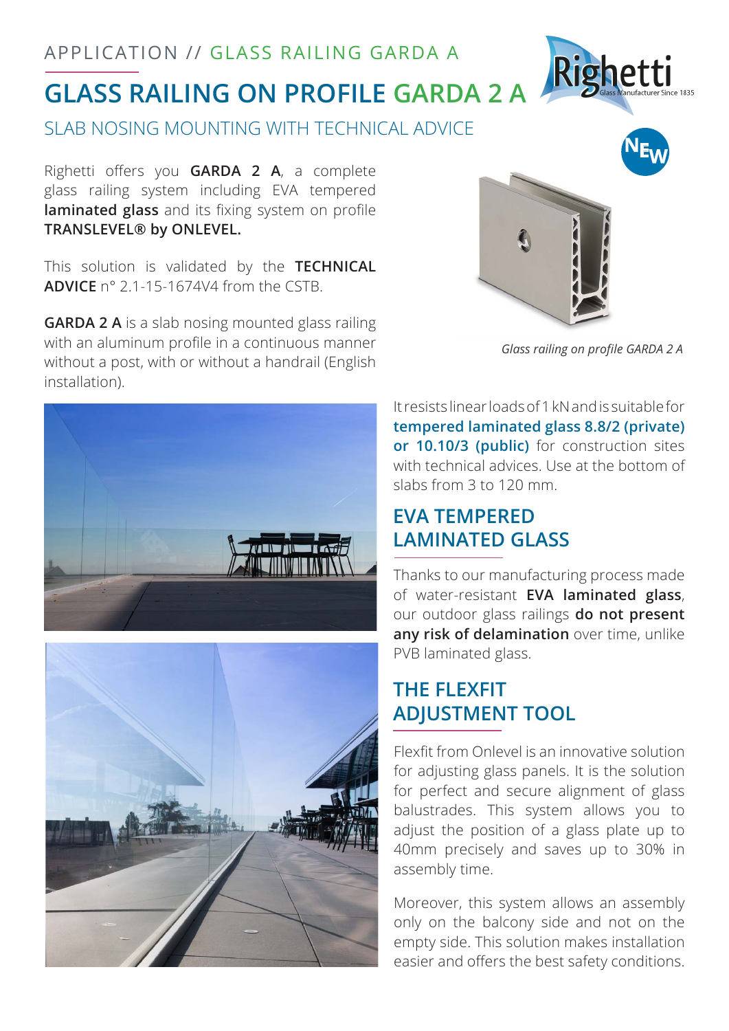APPLICATION // GLASS RAILING GARDA A

# GLASS RAILING ON PROFILE GARDA 2 A

## SLAB NOSING MOUNTING WITH TECHNICAL ADVICE

Righetti offers you **GARDA 2 A**, a complete glass railing system including EVA tempered **laminated glass** and its fixing system on profile **TRANSLEVEL® by ONLEVEL.**

This solution is validated by the **TECHNICAL ADVICE** n° 2.1-15-1674V4 from the CSTB.

**GARDA 2 A** is a slab nosing mounted glass railing with an aluminum profile in a continuous manner without a post, with or without a handrail (English installation).

*Glass railing on profile GARDA 2 A*

It resists linear loads of 1 kN and is suitable for **tempered laminated glass 8.8/2 (private) or 10.10/3 (public)** for construction sites with technical advices. Use at the bottom of slabs from 3 to 120 mm.

## EVA TEMPERED LAMINATED GLASS

Thanks to our manufacturing process made of water-resistant **EVA laminated glass**, our outdoor glass railings **do not present any risk of delamination** over time, unlike PVB laminated glass.

## THE FLEXFIT ADJUSTMENT TOOL

Flexfit from Onlevel is an innovative solution for adjusting glass panels. It is the solution for perfect and secure alignment of glass balustrades. This system allows you to adjust the position of a glass plate up to 40mm precisely and saves up to 30% in assembly time.

Moreover, this system allows an assembly only on the balcony side and not on the empty side. This solution makes installation easier and offers the best safety conditions.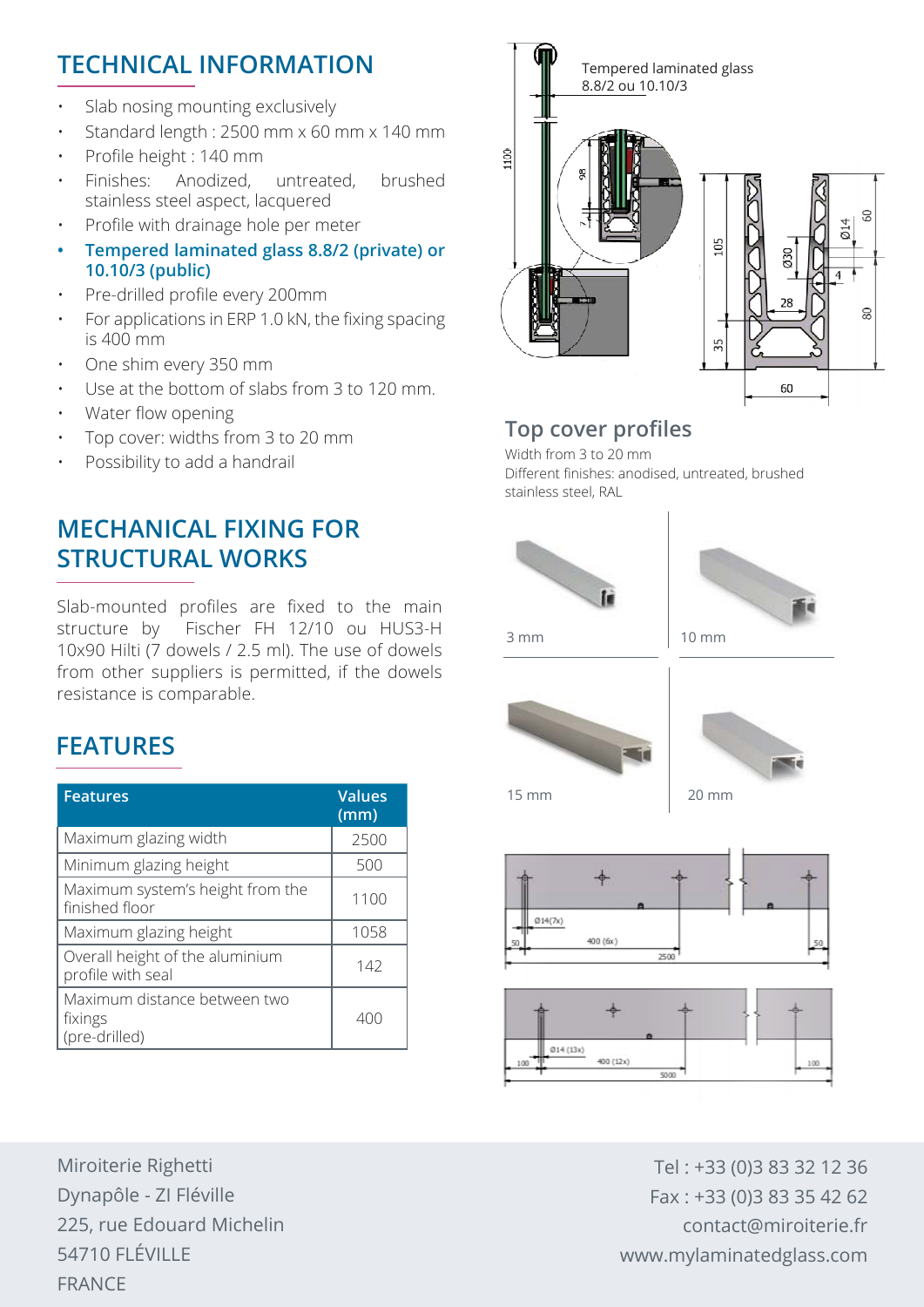## TECHNICAL INFORMATION

- Slab nosing mounting exclusively
- Standard length : 2500 mm x 60 mm x 140 mm
- Profile height : 140 mm
- Finishes: Anodized, untreated, brushed stainless steel aspect, lacquered
- Profile with drainage hole per meter
- **Tempered laminated glass 8.8/2 (private) or 10.10/3 (public)**
- Pre-drilled profile every 200mm
- For applications in ERP 1.0 kN, the fixing spacing is 400 mm
- One shim every 350 mm
- Use at the bottom of slabs from 3 to 120 mm.
- Water flow opening
- Top cover: widths from 3 to 20 mm
- Possibility to add a handrail

Tempered laminated glass
8.8/2 ou 10.10/3

1100
98
7
105
35
Ø30
28
60
Ø14
4
60
80

## MECHANICAL FIXING FOR STRUCTURAL WORKS

Slab-mounted profiles are fixed to the main structure by Fischer FH 12/10 ou HUS3-H 10x90 Hilti (7 dowels / 2.5 ml). The use of dowels from other suppliers is permitted, if the dowels resistance is comparable.

## Top cover profiles

Width from 3 to 20 mm
Different finishes: anodised, untreated, brushed stainless steel, RAL

3 mm

10 mm

15 mm

20 mm

## FEATURES

| Features | Values (mm) |
|---|---|
| Maximum glazing width | 2500 |
| Minimum glazing height | 500 |
| Maximum system's height from the finished floor | 1100 |
| Maximum glazing height | 1058 |
| Overall height of the aluminium profile with seal | 142 |
| Maximum distance between two fixings (pre-drilled) | 400 |

Ø14(7x)
50
400 (6x)
50
2500

Ø14 (13x)
100
400 (12x)
100
5000

Miroiterie Righetti
Dynapôle - ZI Fléville
225, rue Edouard Michelin
54710 FLÉVILLE
FRANCE

Tel : +33 (0)3 83 32 12 36
Fax : +33 (0)3 83 35 42 62
contact@miroiterie.fr
www.mylaminatedglass.com